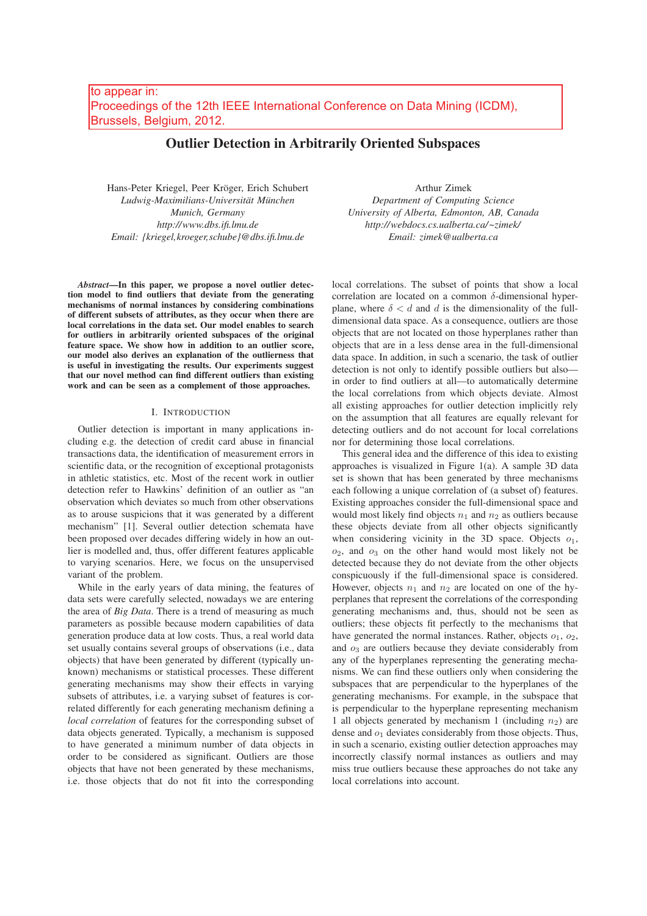to appear in:
Proceedings of the 12th IEEE International Conference on Data Mining (ICDM), Brussels, Belgium, 2012.

# Outlier Detection in Arbitrarily Oriented Subspaces

Hans-Peter Kriegel, Peer Kröger, Erich Schubert
*Ludwig-Maximilians-Universität München*
*Munich, Germany*
*http://www.dbs.ifi.lmu.de*
*Email: {kriegel,kroeger,schube}@dbs.ifi.lmu.de*

Arthur Zimek
*Department of Computing Science*
*University of Alberta, Edmonton, AB, Canada*
*http://webdocs.cs.ualberta.ca/~zimek/*
*Email: zimek@ualberta.ca*

***Abstract*—In this paper, we propose a novel outlier detection model to find outliers that deviate from the generating mechanisms of normal instances by considering combinations of different subsets of attributes, as they occur when there are local correlations in the data set. Our model enables to search for outliers in arbitrarily oriented subspaces of the original feature space. We show how in addition to an outlier score, our model also derives an explanation of the outlierness that is useful in investigating the results. Our experiments suggest that our novel method can find different outliers than existing work and can be seen as a complement of those approaches.**

## I. Introduction

Outlier detection is important in many applications including e.g. the detection of credit card abuse in financial transactions data, the identification of measurement errors in scientific data, or the recognition of exceptional protagonists in athletic statistics, etc. Most of the recent work in outlier detection refer to Hawkins' definition of an outlier as "an observation which deviates so much from other observations as to arouse suspicions that it was generated by a different mechanism" [1]. Several outlier detection schemata have been proposed over decades differing widely in how an outlier is modelled and, thus, offer different features applicable to varying scenarios. Here, we focus on the unsupervised variant of the problem.

While in the early years of data mining, the features of data sets were carefully selected, nowadays we are entering the area of *Big Data*. There is a trend of measuring as much parameters as possible because modern capabilities of data generation produce data at low costs. Thus, a real world data set usually contains several groups of observations (i.e., data objects) that have been generated by different (typically unknown) mechanisms or statistical processes. These different generating mechanisms may show their effects in varying subsets of attributes, i.e. a varying subset of features is correlated differently for each generating mechanism defining a *local correlation* of features for the corresponding subset of data objects generated. Typically, a mechanism is supposed to have generated a minimum number of data objects in order to be considered as significant. Outliers are those objects that have not been generated by these mechanisms, i.e. those objects that do not fit into the corresponding local correlations. The subset of points that show a local correlation are located on a common $\delta$-dimensional hyperplane, where $\delta < d$ and $d$ is the dimensionality of the full-dimensional data space. As a consequence, outliers are those objects that are not located on those hyperplanes rather than objects that are in a less dense area in the full-dimensional data space. In addition, in such a scenario, the task of outlier detection is not only to identify possible outliers but also—in order to find outliers at all—to automatically determine the local correlations from which objects deviate. Almost all existing approaches for outlier detection implicitly rely on the assumption that all features are equally relevant for detecting outliers and do not account for local correlations nor for determining those local correlations.

This general idea and the difference of this idea to existing approaches is visualized in Figure 1(a). A sample 3D data set is shown that has been generated by three mechanisms each following a unique correlation of (a subset of) features. Existing approaches consider the full-dimensional space and would most likely find objects $n_1$ and $n_2$ as outliers because these objects deviate from all other objects significantly when considering vicinity in the 3D space. Objects $o_1$, $o_2$, and $o_3$ on the other hand would most likely not be detected because they do not deviate from the other objects conspicuously if the full-dimensional space is considered. However, objects $n_1$ and $n_2$ are located on one of the hyperplanes that represent the correlations of the corresponding generating mechanisms and, thus, should not be seen as outliers; these objects fit perfectly to the mechanisms that have generated the normal instances. Rather, objects $o_1$, $o_2$, and $o_3$ are outliers because they deviate considerably from any of the hyperplanes representing the generating mechanisms. We can find these outliers only when considering the subspaces that are perpendicular to the hyperplanes of the generating mechanisms. For example, in the subspace that is perpendicular to the hyperplane representing mechanism 1 all objects generated by mechanism 1 (including $n_2$) are dense and $o_1$ deviates considerably from those objects. Thus, in such a scenario, existing outlier detection approaches may incorrectly classify normal instances as outliers and may miss true outliers because these approaches do not take any local correlations into account.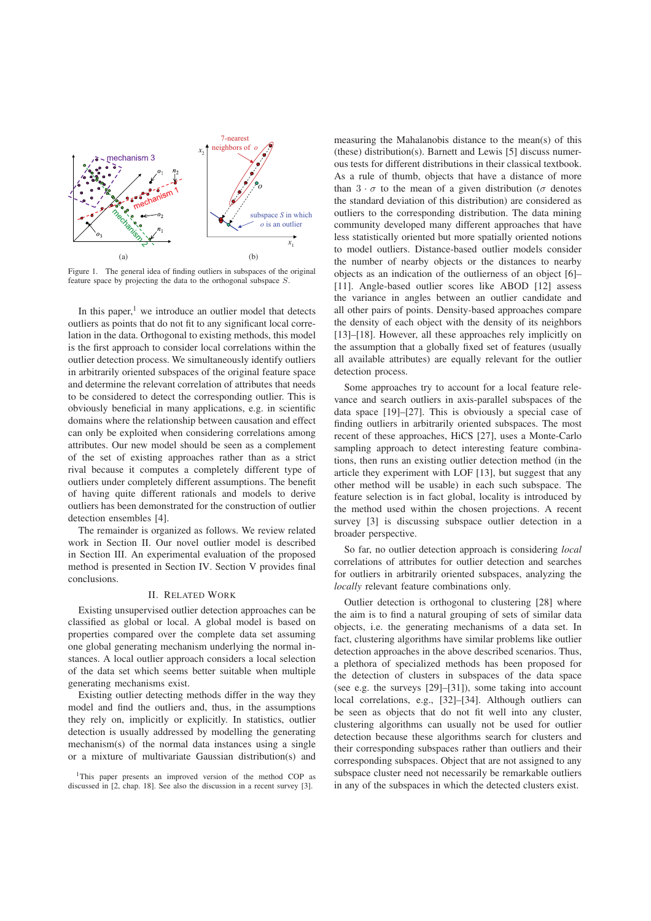Figure 1. The general idea of finding outliers in subspaces of the original feature space by projecting the data to the orthogonal subspace $S$.

In this paper,[1] we introduce an outlier model that detects outliers as points that do not fit to any significant local correlation in the data. Orthogonal to existing methods, this model is the first approach to consider local correlations within the outlier detection process. We simultaneously identify outliers in arbitrarily oriented subspaces of the original feature space and determine the relevant correlation of attributes that needs to be considered to detect the corresponding outlier. This is obviously beneficial in many applications, e.g. in scientific domains where the relationship between causation and effect can only be exploited when considering correlations among attributes. Our new model should be seen as a complement of the set of existing approaches rather than as a strict rival because it computes a completely different type of outliers under completely different assumptions. The benefit of having quite different rationals and models to derive outliers has been demonstrated for the construction of outlier detection ensembles [4].

The remainder is organized as follows. We review related work in Section II. Our novel outlier model is described in Section III. An experimental evaluation of the proposed method is presented in Section IV. Section V provides final conclusions.

## II. Related Work

Existing unsupervised outlier detection approaches can be classified as global or local. A global model is based on properties compared over the complete data set assuming one global generating mechanism underlying the normal instances. A local outlier approach considers a local selection of the data set which seems better suitable when multiple generating mechanisms exist.

Existing outlier detecting methods differ in the way they model and find the outliers and, thus, in the assumptions they rely on, implicitly or explicitly. In statistics, outlier detection is usually addressed by modelling the generating mechanism(s) of the normal data instances using a single or a mixture of multivariate Gaussian distribution(s) and measuring the Mahalanobis distance to the mean(s) of this (these) distribution(s). Barnett and Lewis [5] discuss numerous tests for different distributions in their classical textbook. As a rule of thumb, objects that have a distance of more than $3 \cdot \sigma$ to the mean of a given distribution ($\sigma$ denotes the standard deviation of this distribution) are considered as outliers to the corresponding distribution. The data mining community developed many different approaches that have less statistically oriented but more spatially oriented notions to model outliers. Distance-based outlier models consider the number of nearby objects or the distances to nearby objects as an indication of the outlierness of an object [6]–[11]. Angle-based outlier scores like ABOD [12] assess the variance in angles between an outlier candidate and all other pairs of points. Density-based approaches compare the density of each object with the density of its neighbors [13]–[18]. However, all these approaches rely implicitly on the assumption that a globally fixed set of features (usually all available attributes) are equally relevant for the outlier detection process.

Some approaches try to account for a local feature relevance and search outliers in axis-parallel subspaces of the data space [19]–[27]. This is obviously a special case of finding outliers in arbitrarily oriented subspaces. The most recent of these approaches, HiCS [27], uses a Monte-Carlo sampling approach to detect interesting feature combinations, then runs an existing outlier detection method (in the article they experiment with LOF [13], but suggest that any other method will be usable) in each such subspace. The feature selection is in fact global, locality is introduced by the method used within the chosen projections. A recent survey [3] is discussing subspace outlier detection in a broader perspective.

So far, no outlier detection approach is considering *local* correlations of attributes for outlier detection and searches for outliers in arbitrarily oriented subspaces, analyzing the *locally* relevant feature combinations only.

Outlier detection is orthogonal to clustering [28] where the aim is to find a natural grouping of sets of similar data objects, i.e. the generating mechanisms of a data set. In fact, clustering algorithms have similar problems like outlier detection approaches in the above described scenarios. Thus, a plethora of specialized methods has been proposed for the detection of clusters in subspaces of the data space (see e.g. the surveys [29]–[31]), some taking into account local correlations, e.g., [32]–[34]. Although outliers can be seen as objects that do not fit well into any cluster, clustering algorithms can usually not be used for outlier detection because these algorithms search for clusters and their corresponding subspaces rather than outliers and their corresponding subspaces. Object that are not assigned to any subspace cluster need not necessarily be remarkable outliers in any of the subspaces in which the detected clusters exist.

[1] This paper presents an improved version of the method COP as discussed in [2, chap. 18]. See also the discussion in a recent survey [3].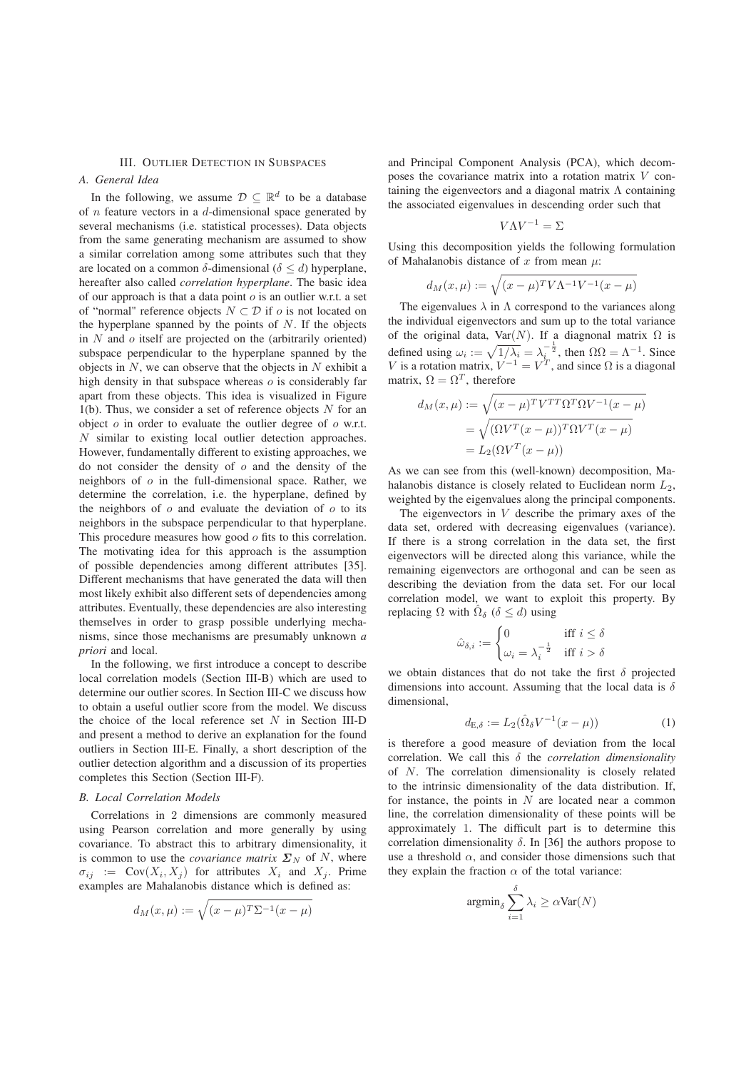## III. Outlier Detection in Subspaces

### A. General Idea

In the following, we assume $\mathcal{D} \subseteq \mathbb{R}^d$ to be a database of $n$ feature vectors in a $d$-dimensional space generated by several mechanisms (i.e. statistical processes). Data objects from the same generating mechanism are assumed to show a similar correlation among some attributes such that they are located on a common $\delta$-dimensional ($\delta \leq d$) hyperplane, hereafter also called *correlation hyperplane*. The basic idea of our approach is that a data point $o$ is an outlier w.r.t. a set of "normal" reference objects $N \subset \mathcal{D}$ if $o$ is not located on the hyperplane spanned by the points of $N$. If the objects in $N$ and $o$ itself are projected on the (arbitrarily oriented) subspace perpendicular to the hyperplane spanned by the objects in $N$, we can observe that the objects in $N$ exhibit a high density in that subspace whereas $o$ is considerably far apart from these objects. This idea is visualized in Figure 1(b). Thus, we consider a set of reference objects $N$ for an object $o$ in order to evaluate the outlier degree of $o$ w.r.t. $N$ similar to existing local outlier detection approaches. However, fundamentally different to existing approaches, we do not consider the density of $o$ and the density of the neighbors of $o$ in the full-dimensional space. Rather, we determine the correlation, i.e. the hyperplane, defined by the neighbors of $o$ and evaluate the deviation of $o$ to its neighbors in the subspace perpendicular to that hyperplane. This procedure measures how good $o$ fits to this correlation. The motivating idea for this approach is the assumption of possible dependencies among different attributes [35]. Different mechanisms that have generated the data will then most likely exhibit also different sets of dependencies among attributes. Eventually, these dependencies are also interesting themselves in order to grasp possible underlying mechanisms, since those mechanisms are presumably unknown *a priori* and local.

In the following, we first introduce a concept to describe local correlation models (Section III-B) which are used to determine our outlier scores. In Section III-C we discuss how to obtain a useful outlier score from the model. We discuss the choice of the local reference set $N$ in Section III-D and present a method to derive an explanation for the found outliers in Section III-E. Finally, a short description of the outlier detection algorithm and a discussion of its properties completes this Section (Section III-F).

### B. Local Correlation Models

Correlations in 2 dimensions are commonly measured using Pearson correlation and more generally by using covariance. To abstract this to arbitrary dimensionality, it is common to use the *covariance matrix* $\boldsymbol{\Sigma}_N$ of $N$, where $\sigma_{ij} := \text{Cov}(X_i, X_j)$ for attributes $X_i$ and $X_j$. Prime examples are Mahalanobis distance which is defined as:

$$d_M(x, \mu) := \sqrt{(x - \mu)^T \Sigma^{-1} (x - \mu)}$$

and Principal Component Analysis (PCA), which decomposes the covariance matrix into a rotation matrix $V$ containing the eigenvectors and a diagonal matrix $\Lambda$ containing the associated eigenvalues in descending order such that

$$V \Lambda V^{-1} = \Sigma$$

Using this decomposition yields the following formulation of Mahalanobis distance of $x$ from mean $\mu$:

$$d_M(x, \mu) := \sqrt{(x - \mu)^T V \Lambda^{-1} V^{-1} (x - \mu)}$$

The eigenvalues $\lambda$ in $\Lambda$ correspond to the variances along the individual eigenvectors and sum up to the total variance of the original data, $\text{Var}(N)$. If a diagnonal matrix $\Omega$ is defined using $\omega_i := \sqrt{1/\lambda_i} = \lambda_i^{-\frac{1}{2}}$, then $\Omega\Omega = \Lambda^{-1}$. Since $V$ is a rotation matrix, $V^{-1} = V^T$, and since $\Omega$ is a diagonal matrix, $\Omega = \Omega^T$, therefore

$$\begin{aligned} d_M(x, \mu) &:= \sqrt{(x - \mu)^T V^{TT} \Omega^T \Omega V^{-1} (x - \mu)} \\ &= \sqrt{(\Omega V^T (x - \mu))^T \Omega V^T (x - \mu)} \\ &= L_2(\Omega V^T (x - \mu)) \end{aligned}$$

As we can see from this (well-known) decomposition, Mahalanobis distance is closely related to Euclidean norm $L_2$, weighted by the eigenvalues along the principal components.

The eigenvectors in $V$ describe the primary axes of the data set, ordered with decreasing eigenvalues (variance). If there is a strong correlation in the data set, the first eigenvectors will be directed along this variance, while the remaining eigenvectors are orthogonal and can be seen as describing the deviation from the data set. For our local correlation model, we want to exploit this property. By replacing $\Omega$ with $\hat{\Omega}_\delta$ ($\delta \leq d$) using

$$\hat{\omega}_{\delta,i} := \begin{cases} 0 & \text{iff } i \leq \delta \\ \omega_i = \lambda_i^{-\frac{1}{2}} & \text{iff } i > \delta \end{cases}$$

we obtain distances that do not take the first $\delta$ projected dimensions into account. Assuming that the local data is $\delta$ dimensional,

$$d_{\text{E},\delta} := L_2(\hat{\Omega}_\delta V^{-1} (x - \mu)) \tag{1}$$

is therefore a good measure of deviation from the local correlation. We call this $\delta$ the *correlation dimensionality* of $N$. The correlation dimensionality is closely related to the intrinsic dimensionality of the data distribution. If, for instance, the points in $N$ are located near a common line, the correlation dimensionality of these points will be approximately 1. The difficult part is to determine this correlation dimensionality $\delta$. In [36] the authors propose to use a threshold $\alpha$, and consider those dimensions such that they explain the fraction $\alpha$ of the total variance:

$$\text{argmin}_\delta \sum_{i=1}^{\delta} \lambda_i \geq \alpha \text{Var}(N)$$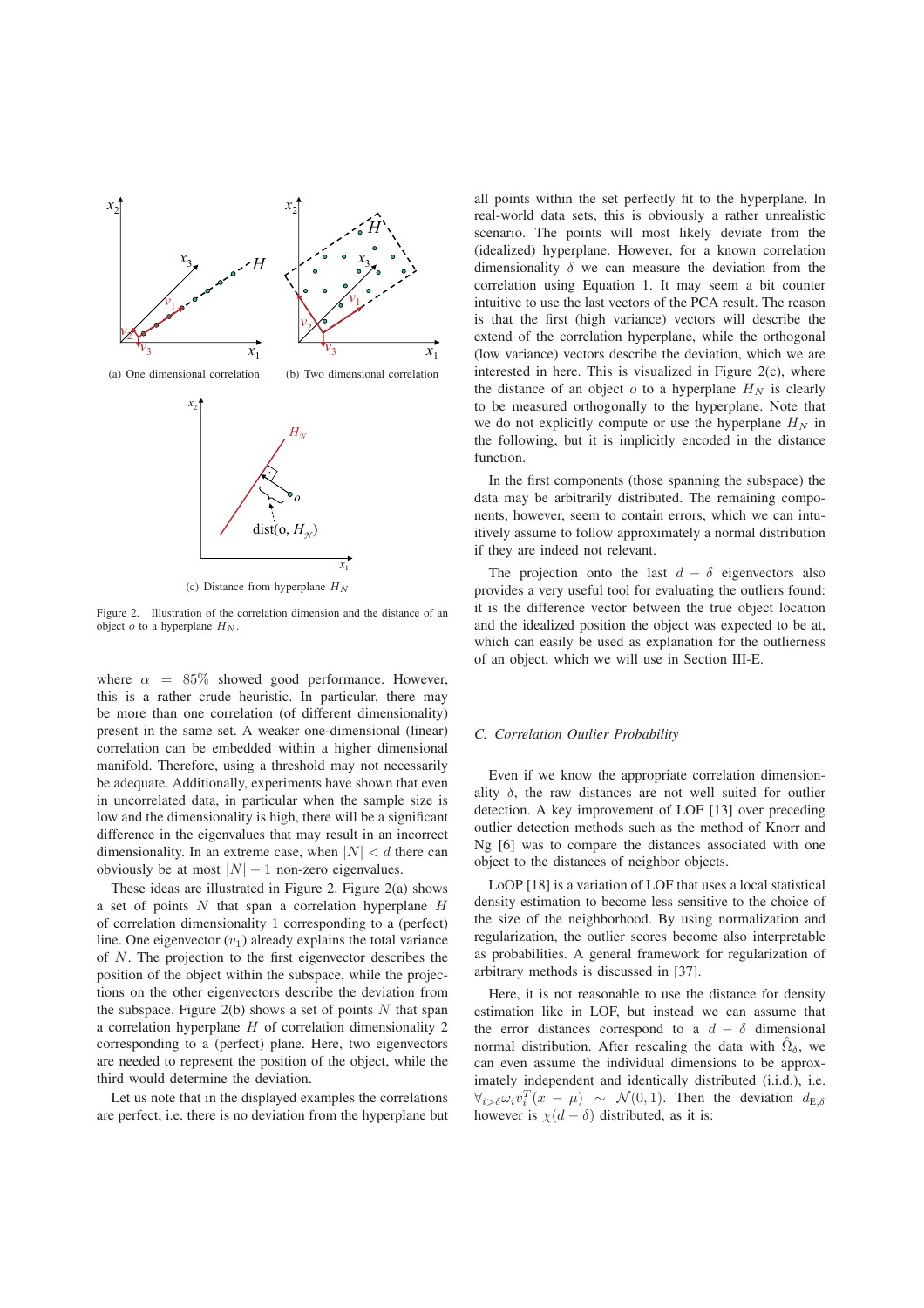(a) One dimensional correlation

(b) Two dimensional correlation

(c) Distance from hyperplane $H_N$

Figure 2. Illustration of the correlation dimension and the distance of an object $o$ to a hyperplane $H_N$.

where $\alpha = 85\%$ showed good performance. However, this is a rather crude heuristic. In particular, there may be more than one correlation (of different dimensionality) present in the same set. A weaker one-dimensional (linear) correlation can be embedded within a higher dimensional manifold. Therefore, using a threshold may not necessarily be adequate. Additionally, experiments have shown that even in uncorrelated data, in particular when the sample size is low and the dimensionality is high, there will be a significant difference in the eigenvalues that may result in an incorrect dimensionality. In an extreme case, when $|N| < d$ there can obviously be at most $|N| - 1$ non-zero eigenvalues.

These ideas are illustrated in Figure 2. Figure 2(a) shows a set of points $N$ that span a correlation hyperplane $H$ of correlation dimensionality 1 corresponding to a (perfect) line. One eigenvector ($v_1$) already explains the total variance of $N$. The projection to the first eigenvector describes the position of the object within the subspace, while the projections on the other eigenvectors describe the deviation from the subspace. Figure 2(b) shows a set of points $N$ that span a correlation hyperplane $H$ of correlation dimensionality 2 corresponding to a (perfect) plane. Here, two eigenvectors are needed to represent the position of the object, while the third would determine the deviation.

Let us note that in the displayed examples the correlations are perfect, i.e. there is no deviation from the hyperplane but all points within the set perfectly fit to the hyperplane. In real-world data sets, this is obviously a rather unrealistic scenario. The points will most likely deviate from the (idealized) hyperplane. However, for a known correlation dimensionality $\delta$ we can measure the deviation from the correlation using Equation 1. It may seem a bit counter intuitive to use the last vectors of the PCA result. The reason is that the first (high variance) vectors will describe the extend of the correlation hyperplane, while the orthogonal (low variance) vectors describe the deviation, which we are interested in here. This is visualized in Figure 2(c), where the distance of an object $o$ to a hyperplane $H_N$ is clearly to be measured orthogonally to the hyperplane. Note that we do not explicitly compute or use the hyperplane $H_N$ in the following, but it is implicitly encoded in the distance function.

In the first components (those spanning the subspace) the data may be arbitrarily distributed. The remaining components, however, seem to contain errors, which we can intuitively assume to follow approximately a normal distribution if they are indeed not relevant.

The projection onto the last $d - \delta$ eigenvectors also provides a very useful tool for evaluating the outliers found: it is the difference vector between the true object location and the idealized position the object was expected to be at, which can easily be used as explanation for the outlierness of an object, which we will use in Section III-E.

### C. Correlation Outlier Probability

Even if we know the appropriate correlation dimensionality $\delta$, the raw distances are not well suited for outlier detection. A key improvement of LOF [13] over preceding outlier detection methods such as the method of Knorr and Ng [6] was to compare the distances associated with one object to the distances of neighbor objects.

LoOP [18] is a variation of LOF that uses a local statistical density estimation to become less sensitive to the choice of the size of the neighborhood. By using normalization and regularization, the outlier scores become also interpretable as probabilities. A general framework for regularization of arbitrary methods is discussed in [37].

Here, it is not reasonable to use the distance for density estimation like in LOF, but instead we can assume that the error distances correspond to a $d - \delta$ dimensional normal distribution. After rescaling the data with $\hat{\Omega}_\delta$, we can even assume the individual dimensions to be approximately independent and identically distributed (i.i.d.), i.e. $\forall_{i>\delta}\omega_i v_i^T(x - \mu) \sim \mathcal{N}(0, 1)$. Then the deviation $d_{\mathrm{E},\delta}$ however is $\chi(d - \delta)$ distributed, as it is: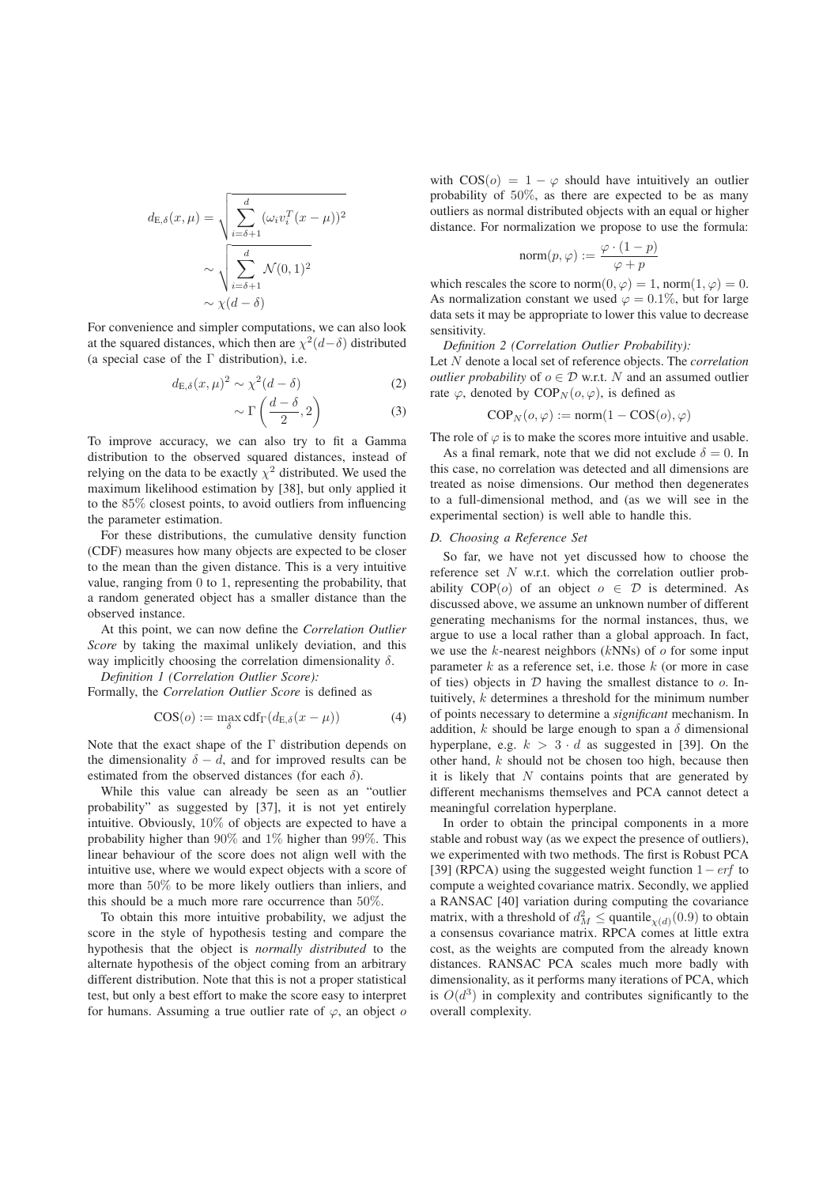$$d_{E,\delta}(x,\mu) = \sqrt{\sum_{i=\delta+1}^{d} (\omega_i v_i^T(x-\mu))^2}$$
$$\sim \sqrt{\sum_{i=\delta+1}^{d} \mathcal{N}(0,1)^2}$$
$$\sim \chi(d-\delta)$$

For convenience and simpler computations, we can also look at the squared distances, which then are $\chi^2(d-\delta)$ distributed (a special case of the $\Gamma$ distribution), i.e.

$$d_{E,\delta}(x,\mu)^2 \sim \chi^2(d-\delta) \tag{2}$$
$$\sim \Gamma\left(\frac{d-\delta}{2}, 2\right) \tag{3}$$

To improve accuracy, we can also try to fit a Gamma distribution to the observed squared distances, instead of relying on the data to be exactly $\chi^2$ distributed. We used the maximum likelihood estimation by [38], but only applied it to the 85% closest points, to avoid outliers from influencing the parameter estimation.

For these distributions, the cumulative density function (CDF) measures how many objects are expected to be closer to the mean than the given distance. This is a very intuitive value, ranging from 0 to 1, representing the probability, that a random generated object has a smaller distance than the observed instance.

At this point, we can now define the *Correlation Outlier Score* by taking the maximal unlikely deviation, and this way implicitly choosing the correlation dimensionality $\delta$.

*Definition 1 (Correlation Outlier Score):*
Formally, the *Correlation Outlier Score* is defined as

$$\text{COS}(o) := \max_{\delta} \text{cdf}_{\Gamma}(d_{E,\delta}(x-\mu)) \tag{4}$$

Note that the exact shape of the $\Gamma$ distribution depends on the dimensionality $\delta - d$, and for improved results can be estimated from the observed distances (for each $\delta$).

While this value can already be seen as an "outlier probability" as suggested by [37], it is not yet entirely intuitive. Obviously, 10% of objects are expected to have a probability higher than 90% and 1% higher than 99%. This linear behaviour of the score does not align well with the intuitive use, where we would expect objects with a score of more than 50% to be more likely outliers than inliers, and this should be a much more rare occurrence than 50%.

To obtain this more intuitive probability, we adjust the score in the style of hypothesis testing and compare the hypothesis that the object is *normally distributed* to the alternate hypothesis of the object coming from an arbitrary different distribution. Note that this is not a proper statistical test, but only a best effort to make the score easy to interpret for humans. Assuming a true outlier rate of $\varphi$, an object $o$ with $\text{COS}(o) = 1 - \varphi$ should have intuitively an outlier probability of 50%, as there are expected to be as many outliers as normal distributed objects with an equal or higher distance. For normalization we propose to use the formula:

$$\text{norm}(p, \varphi) := \frac{\varphi \cdot (1-p)}{\varphi + p}$$

which rescales the score to $\text{norm}(0, \varphi) = 1$, $\text{norm}(1, \varphi) = 0$. As normalization constant we used $\varphi = 0.1\%$, but for large data sets it may be appropriate to lower this value to decrease sensitivity.

*Definition 2 (Correlation Outlier Probability):*
Let $N$ denote a local set of reference objects. The *correlation outlier probability* of $o \in \mathcal{D}$ w.r.t. $N$ and an assumed outlier rate $\varphi$, denoted by $\text{COP}_N(o, \varphi)$, is defined as

$$\text{COP}_N(o, \varphi) := \text{norm}(1 - \text{COS}(o), \varphi)$$

The role of $\varphi$ is to make the scores more intuitive and usable.

As a final remark, note that we did not exclude $\delta = 0$. In this case, no correlation was detected and all dimensions are treated as noise dimensions. Our method then degenerates to a full-dimensional method, and (as we will see in the experimental section) is well able to handle this.

### D. Choosing a Reference Set

So far, we have not yet discussed how to choose the reference set $N$ w.r.t. which the correlation outlier probability $\text{COP}(o)$ of an object $o \in \mathcal{D}$ is determined. As discussed above, we assume an unknown number of different generating mechanisms for the normal instances, thus, we argue to use a local rather than a global approach. In fact, we use the $k$-nearest neighbors ($k$NNs) of $o$ for some input parameter $k$ as a reference set, i.e. those $k$ (or more in case of ties) objects in $\mathcal{D}$ having the smallest distance to $o$. Intuitively, $k$ determines a threshold for the minimum number of points necessary to determine a *significant* mechanism. In addition, $k$ should be large enough to span a $\delta$ dimensional hyperplane, e.g. $k > 3 \cdot d$ as suggested in [39]. On the other hand, $k$ should not be chosen too high, because then it is likely that $N$ contains points that are generated by different mechanisms themselves and PCA cannot detect a meaningful correlation hyperplane.

In order to obtain the principal components in a more stable and robust way (as we expect the presence of outliers), we experimented with two methods. The first is Robust PCA [39] (RPCA) using the suggested weight function $1 - erf$ to compute a weighted covariance matrix. Secondly, we applied a RANSAC [40] variation during computing the covariance matrix, with a threshold of $d_M^2 \leq \text{quantile}_{\chi(d)}(0.9)$ to obtain a consensus covariance matrix. RPCA comes at little extra cost, as the weights are computed from the already known distances. RANSAC PCA scales much more badly with dimensionality, as it performs many iterations of PCA, which is $O(d^3)$ in complexity and contributes significantly to the overall complexity.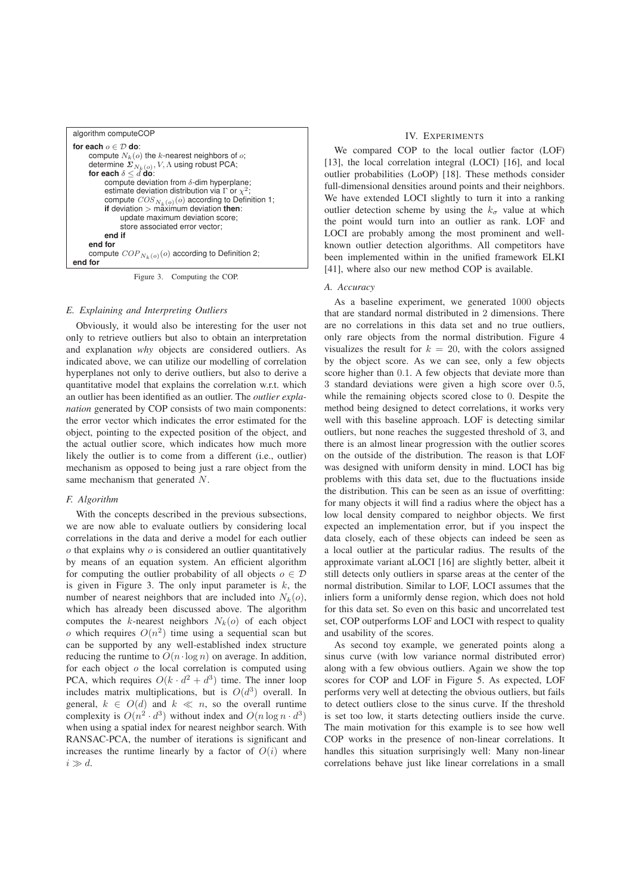```
algorithm computeCOP
for each o ∈ D do:
    compute N_k(o) the k-nearest neighbors of o;
    determine Σ_{N_k(o)}, V, Λ using robust PCA;
    for each δ ≤ d do:
        compute deviation from δ-dim hyperplane;
        estimate deviation distribution via Γ or χ²;
        compute COS_{N_k(o)}(o) according to Definition 1;
        if deviation > maximum deviation then:
            update maximum deviation score;
            store associated error vector;
        end if
    end for
    compute COP_{N_k(o)}(o) according to Definition 2;
end for
```

Figure 3. Computing the COP.

### E. Explaining and Interpreting Outliers

Obviously, it would also be interesting for the user not only to retrieve outliers but also to obtain an interpretation and explanation *why* objects are considered outliers. As indicated above, we can utilize our modelling of correlation hyperplanes not only to derive outliers, but also to derive a quantitative model that explains the correlation w.r.t. which an outlier has been identified as an outlier. The *outlier explanation* generated by COP consists of two main components: the error vector which indicates the error estimated for the object, pointing to the expected position of the object, and the actual outlier score, which indicates how much more likely the outlier is to come from a different (i.e., outlier) mechanism as opposed to being just a rare object from the same mechanism that generated $N$.

### F. Algorithm

With the concepts described in the previous subsections, we are now able to evaluate outliers by considering local correlations in the data and derive a model for each outlier $o$ that explains why $o$ is considered an outlier quantitatively by means of an equation system. An efficient algorithm for computing the outlier probability of all objects $o \in \mathcal{D}$ is given in Figure 3. The only input parameter is $k$, the number of nearest neighbors that are included into $N_k(o)$, which has already been discussed above. The algorithm computes the $k$-nearest neighbors $N_k(o)$ of each object $o$ which requires $O(n^2)$ time using a sequential scan but can be supported by any well-established index structure reducing the runtime to $O(n \cdot \log n)$ on average. In addition, for each object $o$ the local correlation is computed using PCA, which requires $O(k \cdot d^2 + d^3)$ time. The inner loop includes matrix multiplications, but is $O(d^3)$ overall. In general, $k \in O(d)$ and $k \ll n$, so the overall runtime complexity is $O(n^2 \cdot d^3)$ without index and $O(n \log n \cdot d^3)$ when using a spatial index for nearest neighbor search. With RANSAC-PCA, the number of iterations is significant and increases the runtime linearly by a factor of $O(i)$ where $i \gg d$.

## IV. Experiments

We compared COP to the local outlier factor (LOF) [13], the local correlation integral (LOCI) [16], and local outlier probabilities (LoOP) [18]. These methods consider full-dimensional densities around points and their neighbors. We have extended LOCI slightly to turn it into a ranking outlier detection scheme by using the $k_\sigma$ value at which the point would turn into an outlier as rank. LOF and LOCI are probably among the most prominent and well-known outlier detection algorithms. All competitors have been implemented within in the unified framework ELKI [41], where also our new method COP is available.

### A. Accuracy

As a baseline experiment, we generated 1000 objects that are standard normal distributed in 2 dimensions. There are no correlations in this data set and no true outliers, only rare objects from the normal distribution. Figure 4 visualizes the result for $k = 20$, with the colors assigned by the object score. As we can see, only a few objects score higher than 0.1. A few objects that deviate more than 3 standard deviations were given a high score over 0.5, while the remaining objects scored close to 0. Despite the method being designed to detect correlations, it works very well with this baseline approach. LOF is detecting similar outliers, but none reaches the suggested threshold of 3, and there is an almost linear progression with the outlier scores on the outside of the distribution. The reason is that LOF was designed with uniform density in mind. LOCI has big problems with this data set, due to the fluctuations inside the distribution. This can be seen as an issue of overfitting: for many objects it will find a radius where the object has a low local density compared to neighbor objects. We first expected an implementation error, but if you inspect the data closely, each of these objects can indeed be seen as a local outlier at the particular radius. The results of the approximate variant aLOCI [16] are slightly better, albeit it still detects only outliers in sparse areas at the center of the normal distribution. Similar to LOF, LOCI assumes that the inliers form a uniformly dense region, which does not hold for this data set. So even on this basic and uncorrelated test set, COP outperforms LOF and LOCI with respect to quality and usability of the scores.

As second toy example, we generated points along a sinus curve (with low variance normal distributed error) along with a few obvious outliers. Again we show the top scores for COP and LOF in Figure 5. As expected, LOF performs very well at detecting the obvious outliers, but fails to detect outliers close to the sinus curve. If the threshold is set too low, it starts detecting outliers inside the curve. The main motivation for this example is to see how well COP works in the presence of non-linear correlations. It handles this situation surprisingly well: Many non-linear correlations behave just like linear correlations in a small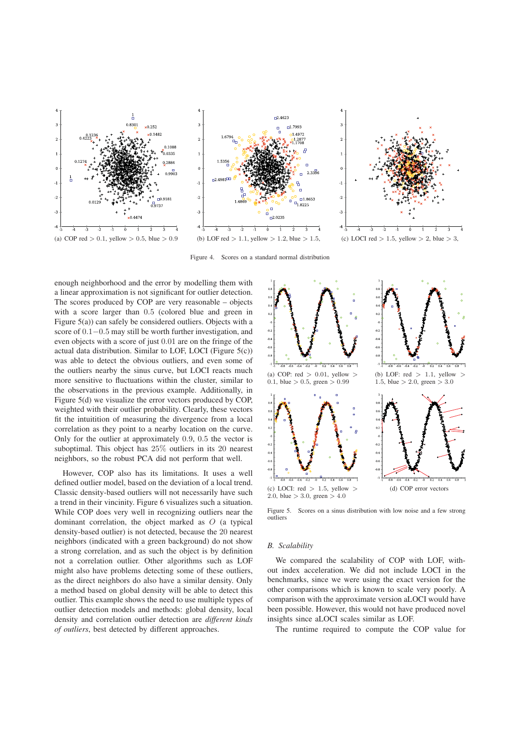(a) COP red $> 0.1$, yellow $> 0.5$, blue $> 0.9$

(b) LOF red $> 1.1$, yellow $> 1.2$, blue $> 1.5$,

(c) LOCI red $> 1.5$, yellow $> 2$, blue $> 3$,

Figure 4. Scores on a standard normal distribution

enough neighborhood and the error by modelling them with a linear approximation is not significant for outlier detection. The scores produced by COP are very reasonable – objects with a score larger than $0.5$ (colored blue and green in Figure 5(a)) can safely be considered outliers. Objects with a score of $0.1 - 0.5$ may still be worth further investigation, and even objects with a score of just $0.01$ are on the fringe of the actual data distribution. Similar to LOF, LOCI (Figure 5(c)) was able to detect the obvious outliers, and even some of the outliers nearby the sinus curve, but LOCI reacts much more sensitive to fluctuations within the cluster, similar to the observations in the previous example. Additionally, in Figure 5(d) we visualize the error vectors produced by COP, weighted with their outlier probability. Clearly, these vectors fit the intuitition of measuring the divergence from a local correlation as they point to a nearby location on the curve. Only for the outlier at approximately $0.9, 0.5$ the vector is suboptimal. This object has $25\%$ outliers in its 20 nearest neighbors, so the robust PCA did not perform that well.

However, COP also has its limitations. It uses a well defined outlier model, based on the deviation of a local trend. Classic density-based outliers will not necessarily have such a trend in their vincinity. Figure 6 visualizes such a situation. While COP does very well in recognizing outliers near the dominant correlation, the object marked as $O$ (a typical density-based outlier) is not detected, because the 20 nearest neighbors (indicated with a green background) do not show a strong correlation, and as such the object is by definition not a correlation outlier. Other algorithms such as LOF might also have problems detecting some of these outliers, as the direct neighbors do also have a similar density. Only a method based on global density will be able to detect this outlier. This example shows the need to use multiple types of outlier detection models and methods: global density, local density and correlation outlier detection are *different kinds of outliers*, best detected by different approaches.

(a) COP: red $> 0.01$, yellow $> 0.1$, blue $> 0.5$, green $> 0.99$

(b) LOF: red $> 1.1$, yellow $> 1.5$, blue $> 2.0$, green $> 3.0$

(c) LOCI: red $> 1.5$, yellow $> 2.0$, blue $> 3.0$, green $> 4.0$

(d) COP error vectors

Figure 5. Scores on a sinus distribution with low noise and a few strong outliers

### B. Scalability

We compared the scalability of COP with LOF, without index acceleration. We did not include LOCI in the benchmarks, since we were using the exact version for the other comparisons which is known to scale very poorly. A comparison with the approximate version aLOCI would have been possible. However, this would not have produced novel insights since aLOCI scales similar as LOF.

The runtime required to compute the COP value for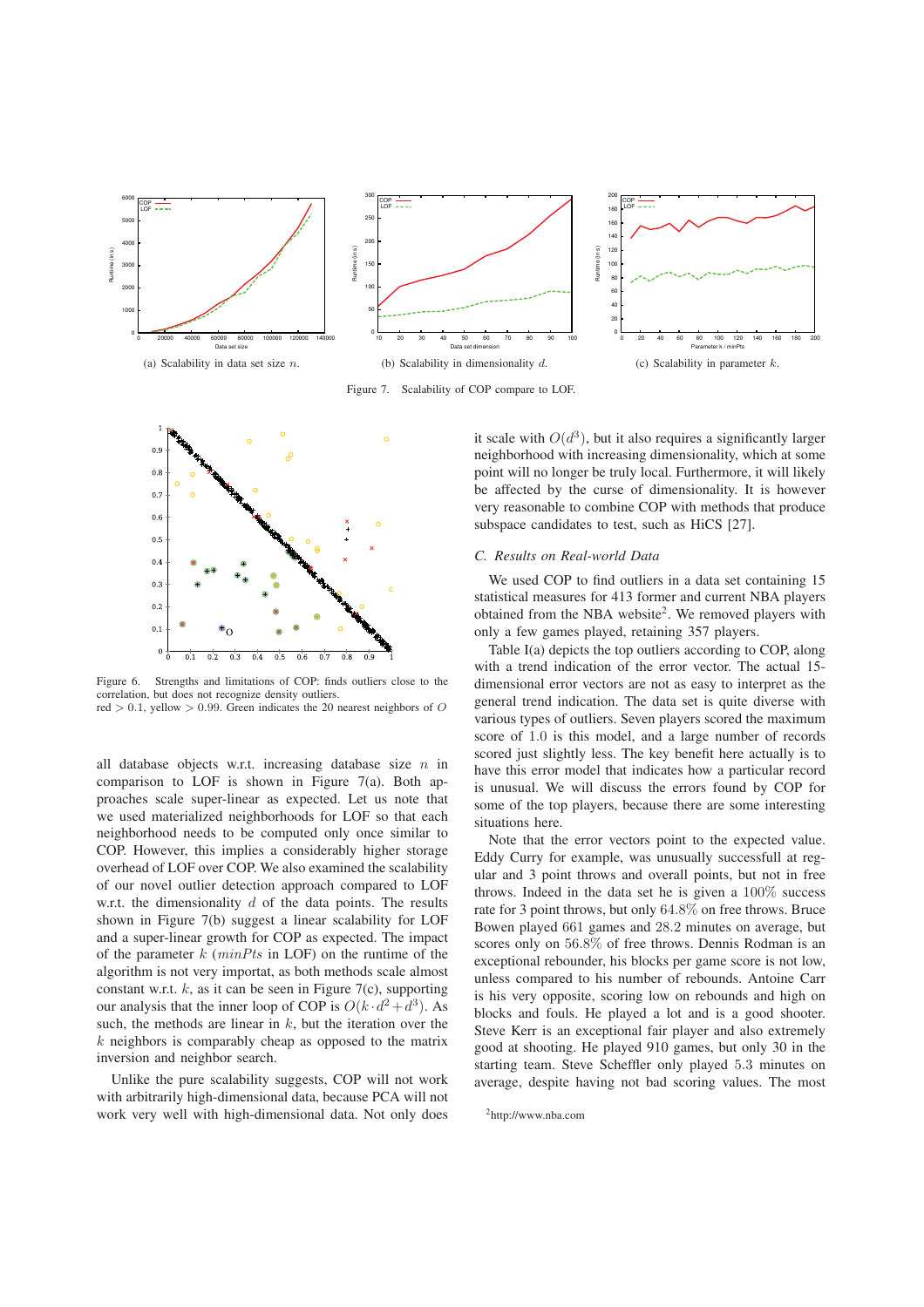(a) Scalability in data set size $n$.

(b) Scalability in dimensionality $d$.

(c) Scalability in parameter $k$.

Figure 7. Scalability of COP compare to LOF.

Figure 6. Strengths and limitations of COP: finds outliers close to the correlation, but does not recognize density outliers.
red $> 0.1$, yellow $> 0.99$. Green indicates the 20 nearest neighbors of $O$

all database objects w.r.t. increasing database size $n$ in comparison to LOF is shown in Figure 7(a). Both approaches scale super-linear as expected. Let us note that we used materialized neighborhoods for LOF so that each neighborhood needs to be computed only once similar to COP. However, this implies a considerably higher storage overhead of LOF over COP. We also examined the scalability of our novel outlier detection approach compared to LOF w.r.t. the dimensionality $d$ of the data points. The results shown in Figure 7(b) suggest a linear scalability for LOF and a super-linear growth for COP as expected. The impact of the parameter $k$ ($minPts$ in LOF) on the runtime of the algorithm is not very importat, as both methods scale almost constant w.r.t. $k$, as it can be seen in Figure 7(c), supporting our analysis that the inner loop of COP is $O(k \cdot d^2 + d^3)$. As such, the methods are linear in $k$, but the iteration over the $k$ neighbors is comparably cheap as opposed to the matrix inversion and neighbor search.

Unlike the pure scalability suggests, COP will not work with arbitrarily high-dimensional data, because PCA will not work very well with high-dimensional data. Not only does it scale with $O(d^3)$, but it also requires a significantly larger neighborhood with increasing dimensionality, which at some point will no longer be truly local. Furthermore, it will likely be affected by the curse of dimensionality. It is however very reasonable to combine COP with methods that produce subspace candidates to test, such as HiCS [27].

### C. Results on Real-world Data

We used COP to find outliers in a data set containing 15 statistical measures for 413 former and current NBA players obtained from the NBA website[2]. We removed players with only a few games played, retaining 357 players.

Table I(a) depicts the top outliers according to COP, along with a trend indication of the error vector. The actual 15-dimensional error vectors are not as easy to interpret as the general trend indication. The data set is quite diverse with various types of outliers. Seven players scored the maximum score of 1.0 is this model, and a large number of records scored just slightly less. The key benefit here actually is to have this error model that indicates how a particular record is unusual. We will discuss the errors found by COP for some of the top players, because there are some interesting situations here.

Note that the error vectors point to the expected value. Eddy Curry for example, was unusually successfull at regular and 3 point throws and overall points, but not in free throws. Indeed in the data set he is given a $100\%$ success rate for 3 point throws, but only $64.8\%$ on free throws. Bruce Bowen played 661 games and $28.2$ minutes on average, but scores only on $56.8\%$ of free throws. Dennis Rodman is an exceptional rebounder, his blocks per game score is not low, unless compared to his number of rebounds. Antoine Carr is his very opposite, scoring low on rebounds and high on blocks and fouls. He played a lot and is a good shooter. Steve Kerr is an exceptional fair player and also extremely good at shooting. He played 910 games, but only 30 in the starting team. Steve Scheffler only played $5.3$ minutes on average, despite having not bad scoring values. The most

[2]http://www.nba.com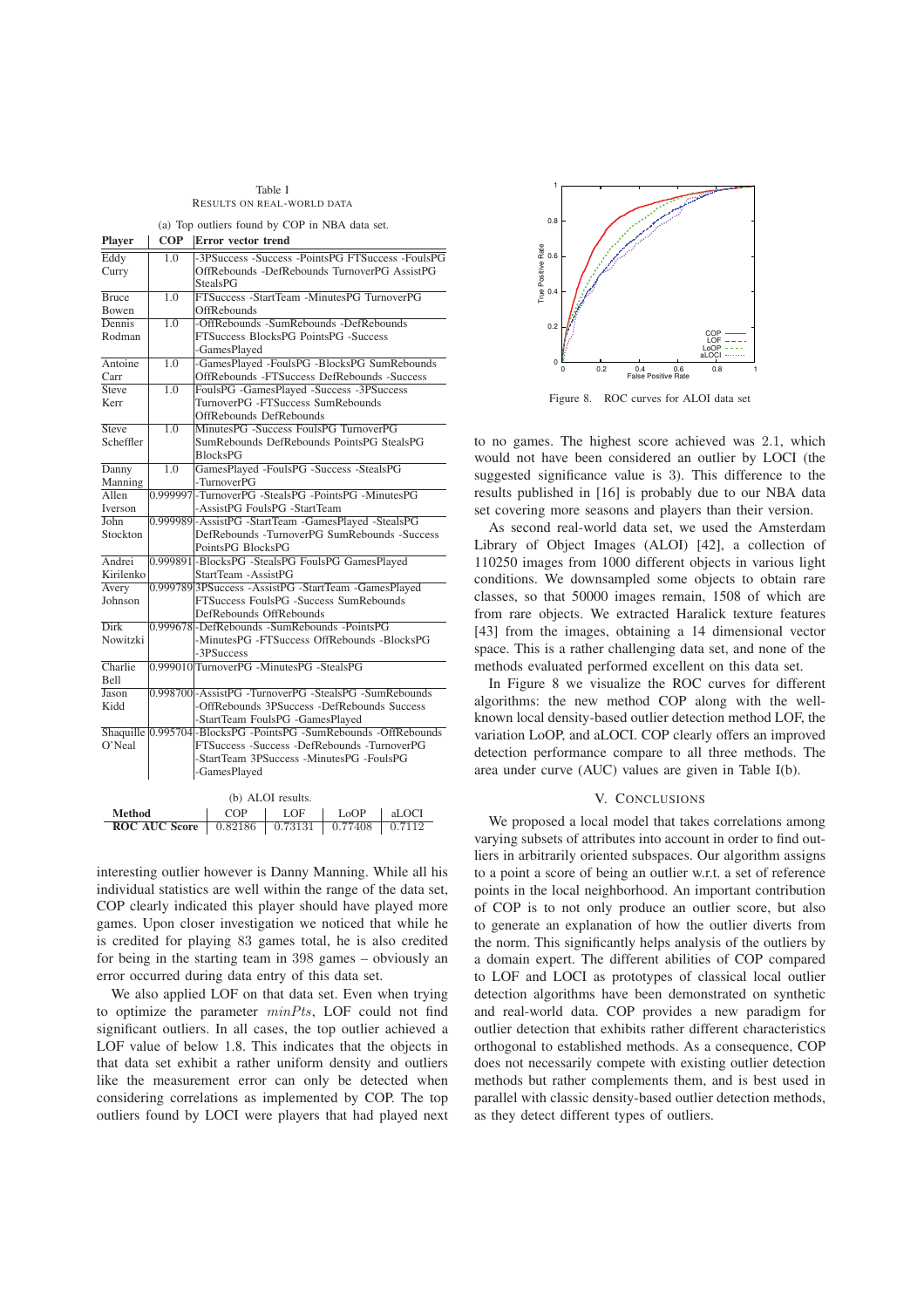Table I
RESULTS ON REAL-WORLD DATA

(a) Top outliers found by COP in NBA data set.

| Player | COP | Error vector trend |
|---|---|---|
| Eddy Curry | 1.0 | -3PSuccess -Success -PointsPG FTSuccess -FoulsPG OffRebounds -DefRebounds TurnoverPG AssistPG StealsPG |
| Bruce Bowen | 1.0 | FTSuccess -StartTeam -MinutesPG TurnoverPG OffRebounds |
| Dennis Rodman | 1.0 | -OffRebounds -SumRebounds -DefRebounds FTSuccess BlocksPG PointsPG -Success -GamesPlayed |
| Antoine Carr | 1.0 | -GamesPlayed -FoulsPG -BlocksPG SumRebounds OffRebounds -FTSuccess DefRebounds -Success |
| Steve Kerr | 1.0 | FoulsPG -GamesPlayed -Success -3PSuccess TurnoverPG -FTSuccess SumRebounds OffRebounds DefRebounds |
| Steve Scheffler | 1.0 | MinutesPG -Success FoulsPG TurnoverPG SumRebounds DefRebounds PointsPG StealsPG BlocksPG |
| Danny Manning | 1.0 | GamesPlayed -FoulsPG -Success -StealsPG -TurnoverPG |
| Allen Iverson | 0.999997 | -TurnoverPG -StealsPG -PointsPG -MinutesPG -AssistPG FoulsPG -StartTeam |
| John Stockton | 0.999989 | -AssistPG -StartTeam -GamesPlayed -StealsPG DefRebounds -TurnoverPG SumRebounds -Success PointsPG BlocksPG |
| Andrei Kirilenko | 0.999891 | -BlocksPG -StealsPG FoulsPG GamesPlayed StartTeam -AssistPG |
| Avery Johnson | 0.999789 | 3PSuccess -AssistPG -StartTeam -GamesPlayed FTSuccess FoulsPG -Success SumRebounds DefRebounds OffRebounds |
| Dirk Nowitzki | 0.999678 | -DefRebounds -SumRebounds -PointsPG -MinutesPG -FTSuccess OffRebounds -BlocksPG -3PSuccess |
| Charlie Bell | 0.999010 | TurnoverPG -MinutesPG -StealsPG |
| Jason Kidd | 0.998700 | -AssistPG -TurnoverPG -StealsPG -SumRebounds -OffRebounds 3PSuccess -DefRebounds Success -StartTeam FoulsPG -GamesPlayed |
| Shaquille O'Neal | 0.995704 | -BlocksPG -PointsPG -SumRebounds -OffRebounds FTSuccess -Success -DefRebounds -TurnoverPG -StartTeam 3PSuccess -MinutesPG -FoulsPG -GamesPlayed |

(b) ALOI results.

| Method | COP | LOF | LoOP | aLOCI |
|---|---|---|---|---|
| **ROC AUC Score** | 0.82186 | 0.73131 | 0.77408 | 0.7112 |

interesting outlier however is Danny Manning. While all his individual statistics are well within the range of the data set, COP clearly indicated this player should have played more games. Upon closer investigation we noticed that while he is credited for playing 83 games total, he is also credited for being in the starting team in 398 games – obviously an error occurred during data entry of this data set.

We also applied LOF on that data set. Even when trying to optimize the parameter $minPts$, LOF could not find significant outliers. In all cases, the top outlier achieved a LOF value of below 1.8. This indicates that the objects in that data set exhibit a rather uniform density and outliers like the measurement error can only be detected when considering correlations as implemented by COP. The top outliers found by LOCI were players that had played next to no games. The highest score achieved was 2.1, which would not have been considered an outlier by LOCI (the suggested significance value is 3). This difference to the results published in [16] is probably due to our NBA data set covering more seasons and players than their version.

As second real-world data set, we used the Amsterdam Library of Object Images (ALOI) [42], a collection of 110250 images from 1000 different objects in various light conditions. We downsampled some objects to obtain rare classes, so that 50000 images remain, 1508 of which are from rare objects. We extracted Haralick texture features [43] from the images, obtaining a 14 dimensional vector space. This is a rather challenging data set, and none of the methods evaluated performed excellent on this data set.

In Figure 8 we visualize the ROC curves for different algorithms: the new method COP along with the well-known local density-based outlier detection method LOF, the variation LoOP, and aLOCI. COP clearly offers an improved detection performance compare to all three methods. The area under curve (AUC) values are given in Table I(b).

Figure 8. ROC curves for ALOI data set

## V. CONCLUSIONS

We proposed a local model that takes correlations among varying subsets of attributes into account in order to find outliers in arbitrarily oriented subspaces. Our algorithm assigns to a point a score of being an outlier w.r.t. a set of reference points in the local neighborhood. An important contribution of COP is to not only produce an outlier score, but also to generate an explanation of how the outlier diverts from the norm. This significantly helps analysis of the outliers by a domain expert. The different abilities of COP compared to LOF and LOCI as prototypes of classical local outlier detection algorithms have been demonstrated on synthetic and real-world data. COP provides a new paradigm for outlier detection that exhibits rather different characteristics orthogonal to established methods. As a consequence, COP does not necessarily compete with existing outlier detection methods but rather complements them, and is best used in parallel with classic density-based outlier detection methods, as they detect different types of outliers.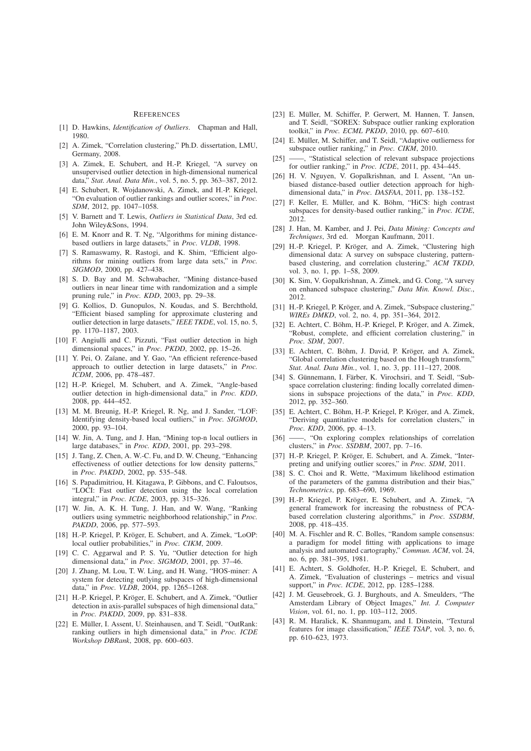## References

[1] D. Hawkins, *Identification of Outliers*. Chapman and Hall, 1980.

[2] A. Zimek, "Correlation clustering," Ph.D. dissertation, LMU, Germany, 2008.

[3] A. Zimek, E. Schubert, and H.-P. Kriegel, "A survey on unsupervised outlier detection in high-dimensional numerical data," *Stat. Anal. Data Min.*, vol. 5, no. 5, pp. 363–387, 2012.

[4] E. Schubert, R. Wojdanowski, A. Zimek, and H.-P. Kriegel, "On evaluation of outlier rankings and outlier scores," in *Proc. SDM*, 2012, pp. 1047–1058.

[5] V. Barnett and T. Lewis, *Outliers in Statistical Data*, 3rd ed. John Wiley&Sons, 1994.

[6] E. M. Knorr and R. T. Ng, "Algorithms for mining distance-based outliers in large datasets," in *Proc. VLDB*, 1998.

[7] S. Ramaswamy, R. Rastogi, and K. Shim, "Efficient algorithms for mining outliers from large data sets," in *Proc. SIGMOD*, 2000, pp. 427–438.

[8] S. D. Bay and M. Schwabacher, "Mining distance-based outliers in near linear time with randomization and a simple pruning rule," in *Proc. KDD*, 2003, pp. 29–38.

[9] G. Kollios, D. Gunopulos, N. Koudas, and S. Berchthold, "Efficient biased sampling for approximate clustering and outlier detection in large datasets," *IEEE TKDE*, vol. 15, no. 5, pp. 1170–1187, 2003.

[10] F. Angiulli and C. Pizzuti, "Fast outlier detection in high dimensional spaces," in *Proc. PKDD*, 2002, pp. 15–26.

[11] Y. Pei, O. Zaïane, and Y. Gao, "An efficient reference-based approach to outlier detection in large datasets," in *Proc. ICDM*, 2006, pp. 478–487.

[12] H.-P. Kriegel, M. Schubert, and A. Zimek, "Angle-based outlier detection in high-dimensional data," in *Proc. KDD*, 2008, pp. 444–452.

[13] M. M. Breunig, H.-P. Kriegel, R. Ng, and J. Sander, "LOF: Identifying density-based local outliers," in *Proc. SIGMOD*, 2000, pp. 93–104.

[14] W. Jin, A. Tung, and J. Han, "Mining top-n local outliers in large databases," in *Proc. KDD*, 2001, pp. 293–298.

[15] J. Tang, Z. Chen, A. W.-C. Fu, and D. W. Cheung, "Enhancing effectiveness of outlier detections for low density patterns," in *Proc. PAKDD*, 2002, pp. 535–548.

[16] S. Papadimitriou, H. Kitagawa, P. Gibbons, and C. Faloutsos, "LOCI: Fast outlier detection using the local correlation integral," in *Proc. ICDE*, 2003, pp. 315–326.

[17] W. Jin, A. K. H. Tung, J. Han, and W. Wang, "Ranking outliers using symmetric neighborhood relationship," in *Proc. PAKDD*, 2006, pp. 577–593.

[18] H.-P. Kriegel, P. Kröger, E. Schubert, and A. Zimek, "LoOP: local outlier probabilities," in *Proc. CIKM*, 2009.

[19] C. C. Aggarwal and P. S. Yu, "Outlier detection for high dimensional data," in *Proc. SIGMOD*, 2001, pp. 37–46.

[20] J. Zhang, M. Lou, T. W. Ling, and H. Wang, "HOS-miner: A system for detecting outlying subspaces of high-dimensional data," in *Proc. VLDB*, 2004, pp. 1265–1268.

[21] H.-P. Kriegel, P. Kröger, E. Schubert, and A. Zimek, "Outlier detection in axis-parallel subspaces of high dimensional data," in *Proc. PAKDD*, 2009, pp. 831–838.

[22] E. Müller, I. Assent, U. Steinhausen, and T. Seidl, "OutRank: ranking outliers in high dimensional data," in *Proc. ICDE Workshop DBRank*, 2008, pp. 600–603.

[23] E. Müller, M. Schiffer, P. Gerwert, M. Hannen, T. Jansen, and T. Seidl, "SOREX: Subspace outlier ranking exploration toolkit," in *Proc. ECML PKDD*, 2010, pp. 607–610.

[24] E. Müller, M. Schiffer, and T. Seidl, "Adaptive outlierness for subspace outlier ranking," in *Proc. CIKM*, 2010.

[25] ——, "Statistical selection of relevant subspace projections for outlier ranking," in *Proc. ICDE*, 2011, pp. 434–445.

[26] H. V. Nguyen, V. Gopalkrishnan, and I. Assent, "An unbiased distance-based outlier detection approach for high-dimensional data," in *Proc. DASFAA*, 2011, pp. 138–152.

[27] F. Keller, E. Müller, and K. Böhm, "HiCS: high contrast subspaces for density-based outlier ranking," in *Proc. ICDE*, 2012.

[28] J. Han, M. Kamber, and J. Pei, *Data Mining: Concepts and Techniques*, 3rd ed. Morgan Kaufmann, 2011.

[29] H.-P. Kriegel, P. Kröger, and A. Zimek, "Clustering high dimensional data: A survey on subspace clustering, pattern-based clustering, and correlation clustering," *ACM TKDD*, vol. 3, no. 1, pp. 1–58, 2009.

[30] K. Sim, V. Gopalkrishnan, A. Zimek, and G. Cong, "A survey on enhanced subspace clustering," *Data Min. Knowl. Disc.*, 2012.

[31] H.-P. Kriegel, P. Kröger, and A. Zimek, "Subspace clustering," *WIREs DMKD*, vol. 2, no. 4, pp. 351–364, 2012.

[32] E. Achtert, C. Böhm, H.-P. Kriegel, P. Kröger, and A. Zimek, "Robust, complete, and efficient correlation clustering," in *Proc. SDM*, 2007.

[33] E. Achtert, C. Böhm, J. David, P. Kröger, and A. Zimek, "Global correlation clustering based on the Hough transform," *Stat. Anal. Data Min.*, vol. 1, no. 3, pp. 111–127, 2008.

[34] S. Günnemann, I. Färber, K. Virochsiri, and T. Seidl, "Subspace correlation clustering: finding locally correlated dimensions in subspace projections of the data," in *Proc. KDD*, 2012, pp. 352–360.

[35] E. Achtert, C. Böhm, H.-P. Kriegel, P. Kröger, and A. Zimek, "Deriving quantitative models for correlation clusters," in *Proc. KDD*, 2006, pp. 4–13.

[36] ——, "On exploring complex relationships of correlation clusters," in *Proc. SSDBM*, 2007, pp. 7–16.

[37] H.-P. Kriegel, P. Kröger, E. Schubert, and A. Zimek, "Interpreting and unifying outlier scores," in *Proc. SDM*, 2011.

[38] S. C. Choi and R. Wette, "Maximum likelihood estimation of the parameters of the gamma distribution and their bias," *Technometrics*, pp. 683–690, 1969.

[39] H.-P. Kriegel, P. Kröger, E. Schubert, and A. Zimek, "A general framework for increasing the robustness of PCA-based correlation clustering algorithms," in *Proc. SSDBM*, 2008, pp. 418–435.

[40] M. A. Fischler and R. C. Bolles, "Random sample consensus: a paradigm for model fitting with applications to image analysis and automated cartography," *Commun. ACM*, vol. 24, no. 6, pp. 381–395, 1981.

[41] E. Achtert, S. Goldhofer, H.-P. Kriegel, E. Schubert, and A. Zimek, "Evaluation of clusterings – metrics and visual support," in *Proc. ICDE*, 2012, pp. 1285–1288.

[42] J. M. Geusebroek, G. J. Burghouts, and A. Smeulders, "The Amsterdam Library of Object Images," *Int. J. Computer Vision*, vol. 61, no. 1, pp. 103–112, 2005.

[43] R. M. Haralick, K. Shanmugam, and I. Dinstein, "Textural features for image classification," *IEEE TSAP*, vol. 3, no. 6, pp. 610–623, 1973.